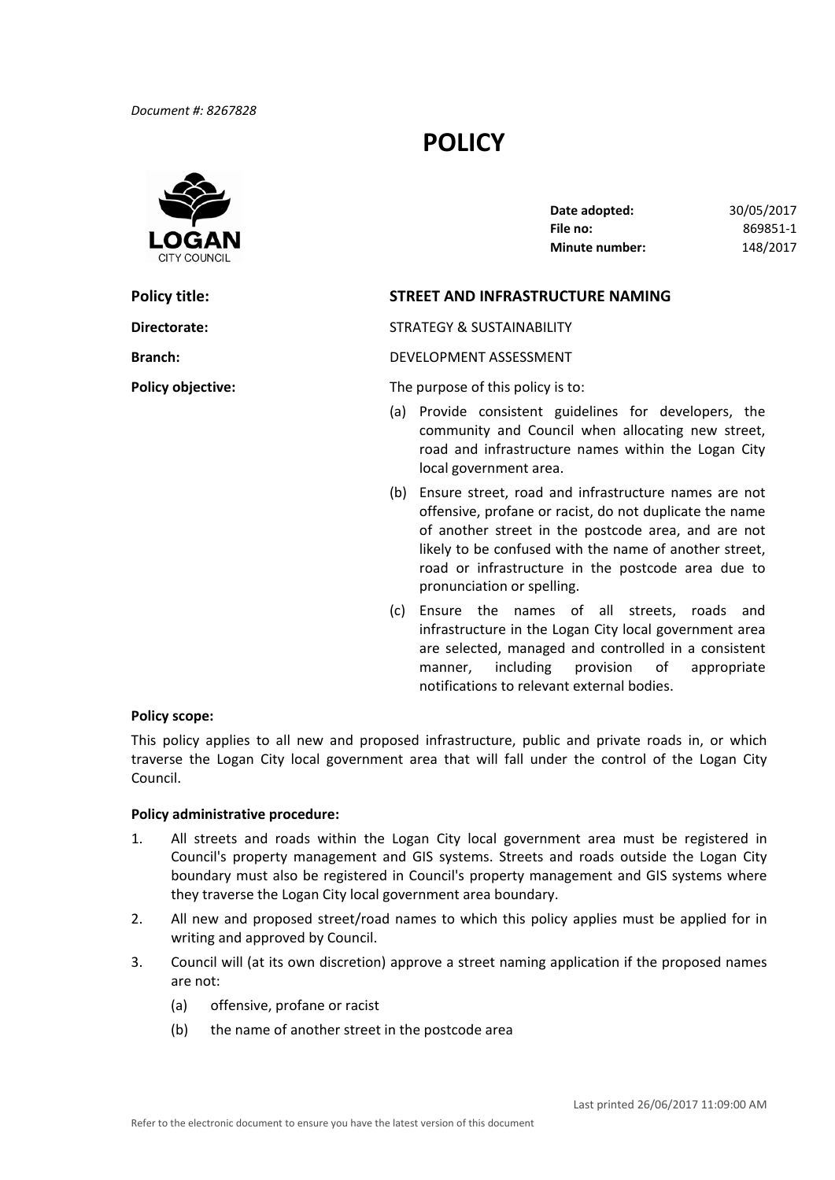*Document #: 8267828*

# POLICY

| | |
|---|---|
| **Date adopted:** | 30/05/2017 |
| **File no:** | 869851-1 |
| **Minute number:** | 148/2017 |

**Policy title:** **STREET AND INFRASTRUCTURE NAMING**

**Directorate:** STRATEGY & SUSTAINABILITY

**Branch:** DEVELOPMENT ASSESSMENT

**Policy objective:** The purpose of this policy is to:

(a) Provide consistent guidelines for developers, the community and Council when allocating new street, road and infrastructure names within the Logan City local government area.

(b) Ensure street, road and infrastructure names are not offensive, profane or racist, do not duplicate the name of another street in the postcode area, and are not likely to be confused with the name of another street, road or infrastructure in the postcode area due to pronunciation or spelling.

(c) Ensure the names of all streets, roads and infrastructure in the Logan City local government area are selected, managed and controlled in a consistent manner, including provision of appropriate notifications to relevant external bodies.

**Policy scope:**

This policy applies to all new and proposed infrastructure, public and private roads in, or which traverse the Logan City local government area that will fall under the control of the Logan City Council.

**Policy administrative procedure:**

1. All streets and roads within the Logan City local government area must be registered in Council's property management and GIS systems. Streets and roads outside the Logan City boundary must also be registered in Council's property management and GIS systems where they traverse the Logan City local government area boundary.
2. All new and proposed street/road names to which this policy applies must be applied for in writing and approved by Council.
3. Council will (at its own discretion) approve a street naming application if the proposed names are not:
   (a) offensive, profane or racist
   (b) the name of another street in the postcode area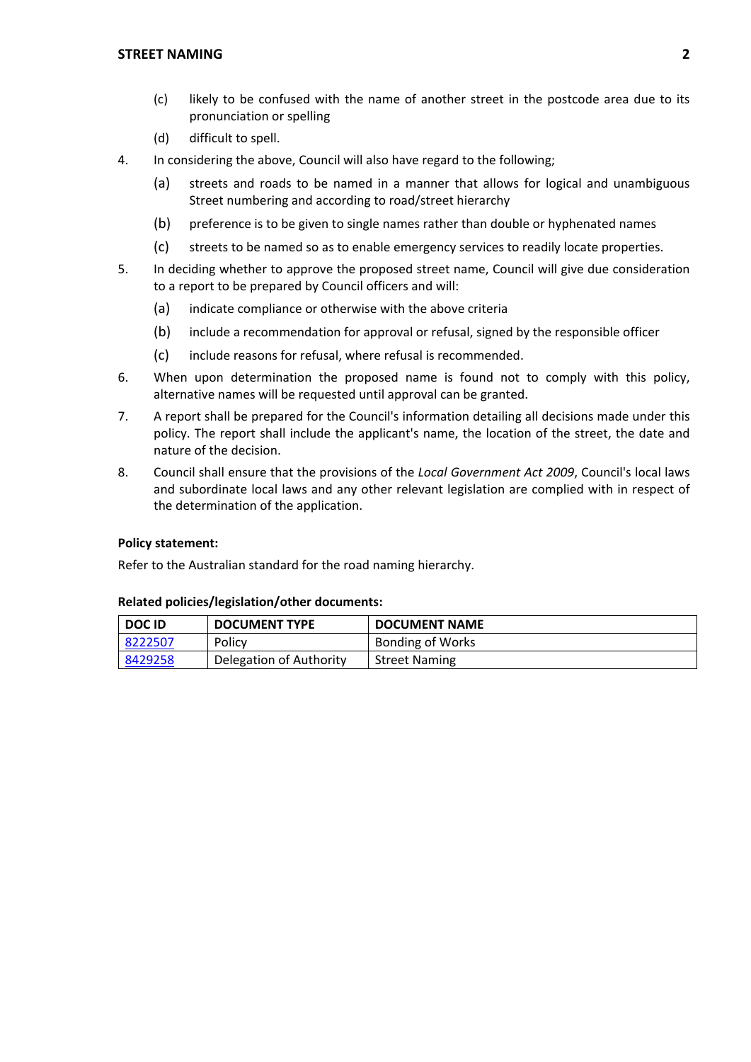(c) likely to be confused with the name of another street in the postcode area due to its pronunciation or spelling

(d) difficult to spell.

4. In considering the above, Council will also have regard to the following;

   (a) streets and roads to be named in a manner that allows for logical and unambiguous Street numbering and according to road/street hierarchy

   (b) preference is to be given to single names rather than double or hyphenated names

   (c) streets to be named so as to enable emergency services to readily locate properties.

5. In deciding whether to approve the proposed street name, Council will give due consideration to a report to be prepared by Council officers and will:

   (a) indicate compliance or otherwise with the above criteria

   (b) include a recommendation for approval or refusal, signed by the responsible officer

   (c) include reasons for refusal, where refusal is recommended.

6. When upon determination the proposed name is found not to comply with this policy, alternative names will be requested until approval can be granted.

7. A report shall be prepared for the Council's information detailing all decisions made under this policy. The report shall include the applicant's name, the location of the street, the date and nature of the decision.

8. Council shall ensure that the provisions of the *Local Government Act 2009*, Council's local laws and subordinate local laws and any other relevant legislation are complied with in respect of the determination of the application.

**Policy statement:**

Refer to the Australian standard for the road naming hierarchy.

**Related policies/legislation/other documents:**

| DOC ID | DOCUMENT TYPE | DOCUMENT NAME |
|---|---|---|
| 8222507 | Policy | Bonding of Works |
| 8429258 | Delegation of Authority | Street Naming |